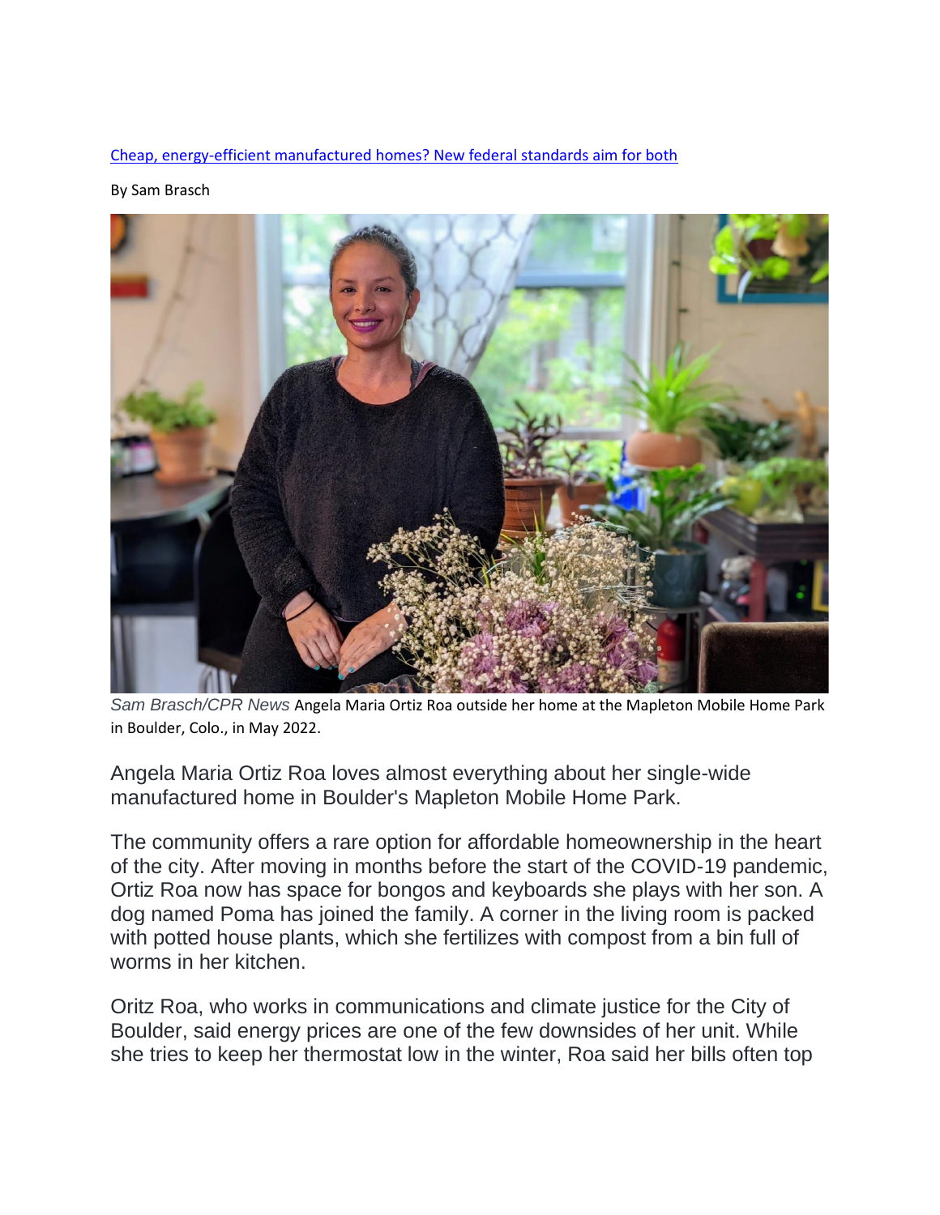[Cheap, energy-efficient manufactured homes? New federal standards aim for both]

By Sam Brasch

*Sam Brasch/CPR News* Angela Maria Ortiz Roa outside her home at the Mapleton Mobile Home Park in Boulder, Colo., in May 2022.

Angela Maria Ortiz Roa loves almost everything about her single-wide manufactured home in Boulder's Mapleton Mobile Home Park.

The community offers a rare option for affordable homeownership in the heart of the city. After moving in months before the start of the COVID-19 pandemic, Ortiz Roa now has space for bongos and keyboards she plays with her son. A dog named Poma has joined the family. A corner in the living room is packed with potted house plants, which she fertilizes with compost from a bin full of worms in her kitchen.

Oritz Roa, who works in communications and climate justice for the City of Boulder, said energy prices are one of the few downsides of her unit. While she tries to keep her thermostat low in the winter, Roa said her bills often top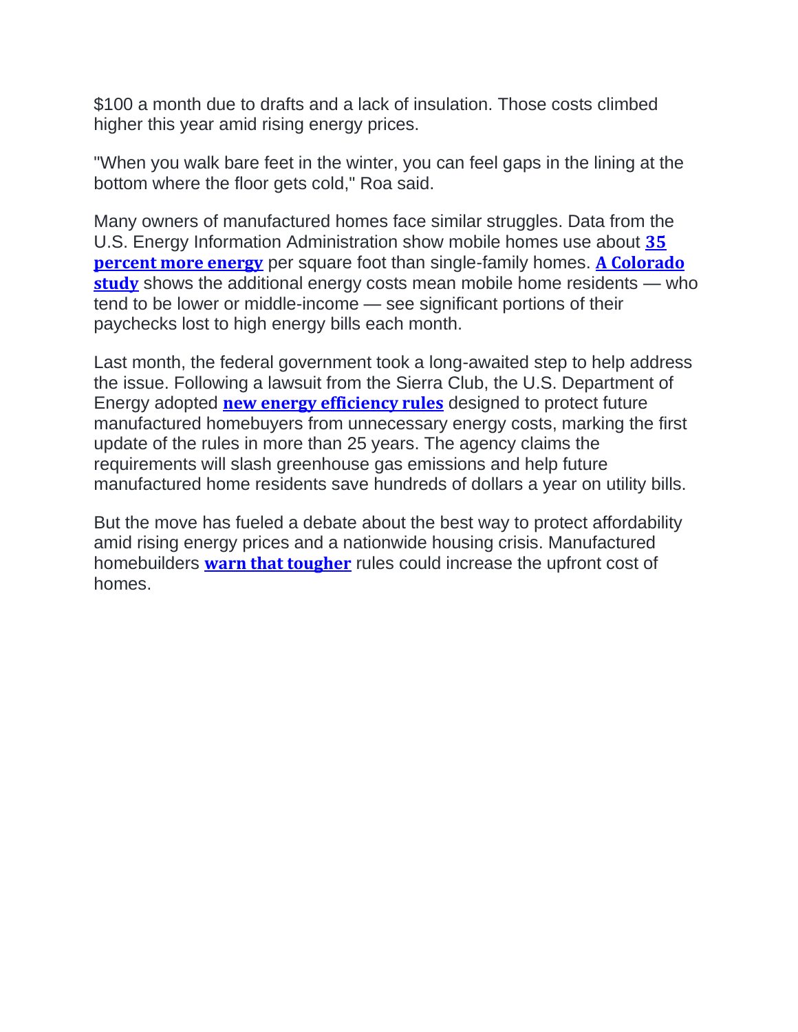$100 a month due to drafts and a lack of insulation. Those costs climbed higher this year amid rising energy prices.

"When you walk bare feet in the winter, you can feel gaps in the lining at the bottom where the floor gets cold," Roa said.

Many owners of manufactured homes face similar struggles. Data from the U.S. Energy Information Administration show mobile homes use about **35 percent more energy** per square foot than single-family homes. **A Colorado study** shows the additional energy costs mean mobile home residents — who tend to be lower or middle-income — see significant portions of their paychecks lost to high energy bills each month.

Last month, the federal government took a long-awaited step to help address the issue. Following a lawsuit from the Sierra Club, the U.S. Department of Energy adopted **new energy efficiency rules** designed to protect future manufactured homebuyers from unnecessary energy costs, marking the first update of the rules in more than 25 years. The agency claims the requirements will slash greenhouse gas emissions and help future manufactured home residents save hundreds of dollars a year on utility bills.

But the move has fueled a debate about the best way to protect affordability amid rising energy prices and a nationwide housing crisis. Manufactured homebuilders **warn that tougher** rules could increase the upfront cost of homes.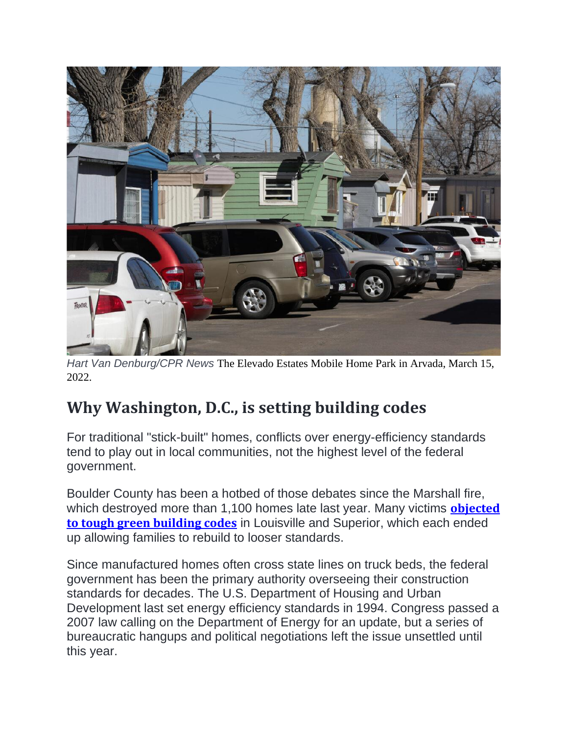*Hart Van Denburg/CPR News* The Elevado Estates Mobile Home Park in Arvada, March 15, 2022.

## Why Washington, D.C., is setting building codes

For traditional "stick-built" homes, conflicts over energy-efficiency standards tend to play out in local communities, not the highest level of the federal government.

Boulder County has been a hotbed of those debates since the Marshall fire, which destroyed more than 1,100 homes late last year. Many victims **objected to tough green building codes** in Louisville and Superior, which each ended up allowing families to rebuild to looser standards.

Since manufactured homes often cross state lines on truck beds, the federal government has been the primary authority overseeing their construction standards for decades. The U.S. Department of Housing and Urban Development last set energy efficiency standards in 1994. Congress passed a 2007 law calling on the Department of Energy for an update, but a series of bureaucratic hangups and political negotiations left the issue unsettled until this year.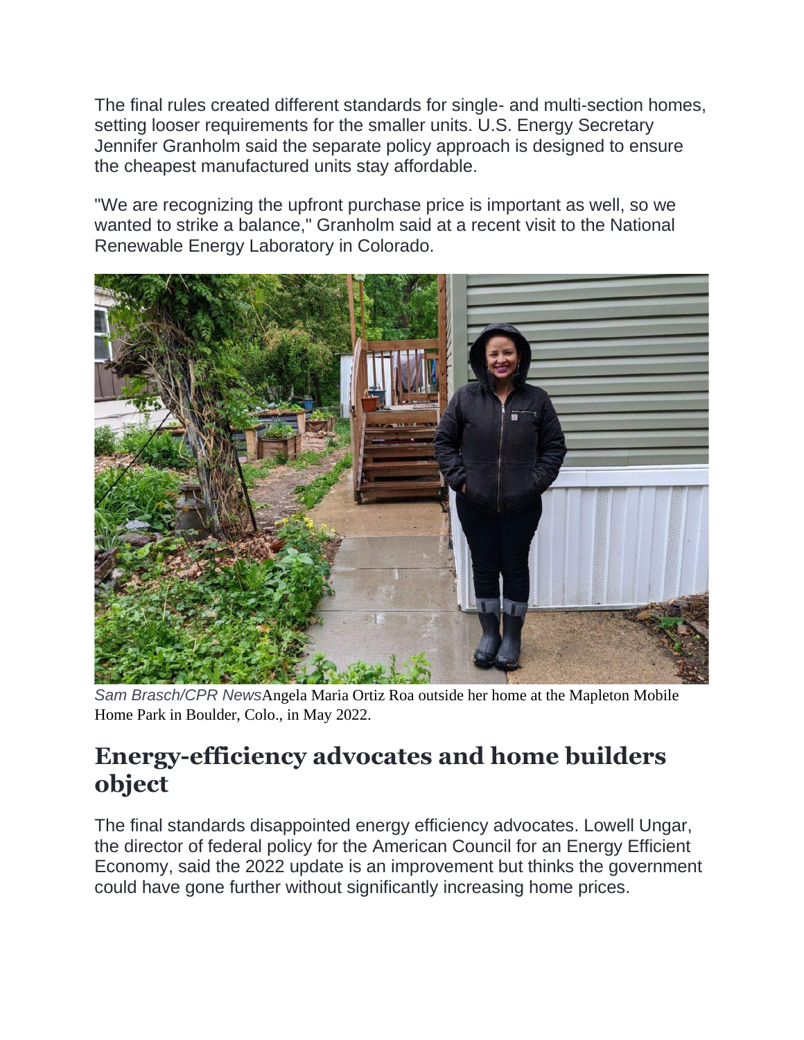The final rules created different standards for single- and multi-section homes, setting looser requirements for the smaller units. U.S. Energy Secretary Jennifer Granholm said the separate policy approach is designed to ensure the cheapest manufactured units stay affordable.

"We are recognizing the upfront purchase price is important as well, so we wanted to strike a balance," Granholm said at a recent visit to the National Renewable Energy Laboratory in Colorado.

*Sam Brasch/CPR News*Angela Maria Ortiz Roa outside her home at the Mapleton Mobile Home Park in Boulder, Colo., in May 2022.

## Energy-efficiency advocates and home builders object

The final standards disappointed energy efficiency advocates. Lowell Ungar, the director of federal policy for the American Council for an Energy Efficient Economy, said the 2022 update is an improvement but thinks the government could have gone further without significantly increasing home prices.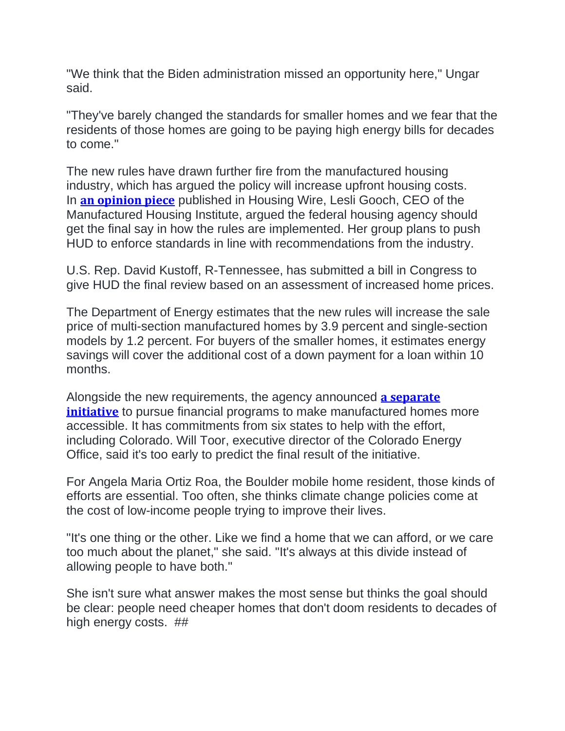"We think that the Biden administration missed an opportunity here," Ungar said.

"They've barely changed the standards for smaller homes and we fear that the residents of those homes are going to be paying high energy bills for decades to come."

The new rules have drawn further fire from the manufactured housing industry, which has argued the policy will increase upfront housing costs. In **an opinion piece** published in Housing Wire, Lesli Gooch, CEO of the Manufactured Housing Institute, argued the federal housing agency should get the final say in how the rules are implemented. Her group plans to push HUD to enforce standards in line with recommendations from the industry.

U.S. Rep. David Kustoff, R-Tennessee, has submitted a bill in Congress to give HUD the final review based on an assessment of increased home prices.

The Department of Energy estimates that the new rules will increase the sale price of multi-section manufactured homes by 3.9 percent and single-section models by 1.2 percent. For buyers of the smaller homes, it estimates energy savings will cover the additional cost of a down payment for a loan within 10 months.

Alongside the new requirements, the agency announced **a separate initiative** to pursue financial programs to make manufactured homes more accessible. It has commitments from six states to help with the effort, including Colorado. Will Toor, executive director of the Colorado Energy Office, said it's too early to predict the final result of the initiative.

For Angela Maria Ortiz Roa, the Boulder mobile home resident, those kinds of efforts are essential. Too often, she thinks climate change policies come at the cost of low-income people trying to improve their lives.

"It's one thing or the other. Like we find a home that we can afford, or we care too much about the planet," she said. "It's always at this divide instead of allowing people to have both."

She isn't sure what answer makes the most sense but thinks the goal should be clear: people need cheaper homes that don't doom residents to decades of high energy costs. ##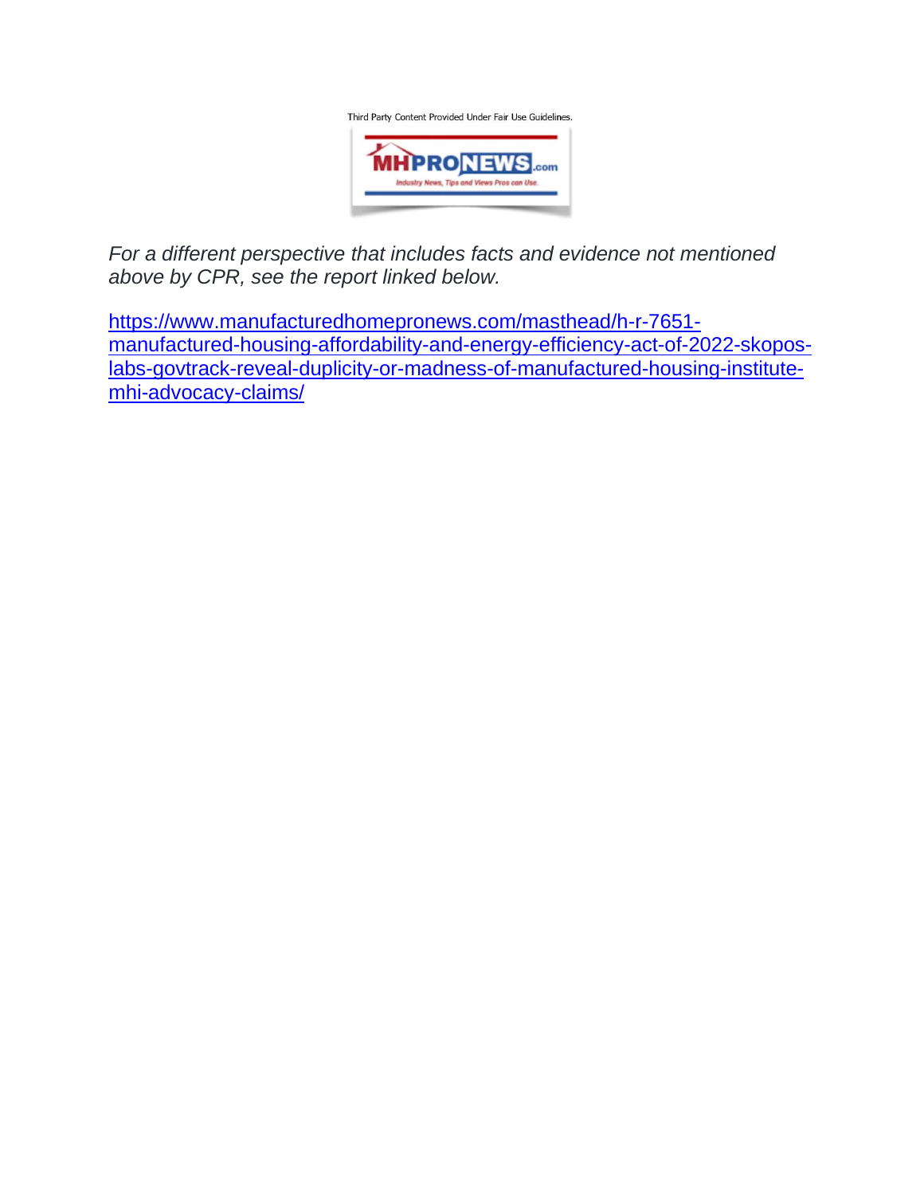Third Party Content Provided Under Fair Use Guidelines.

*For a different perspective that includes facts and evidence not mentioned above by CPR, see the report linked below.*

https://www.manufacturedhomepronews.com/masthead/h-r-7651-manufactured-housing-affordability-and-energy-efficiency-act-of-2022-skopos-labs-govtrack-reveal-duplicity-or-madness-of-manufactured-housing-institute-mhi-advocacy-claims/